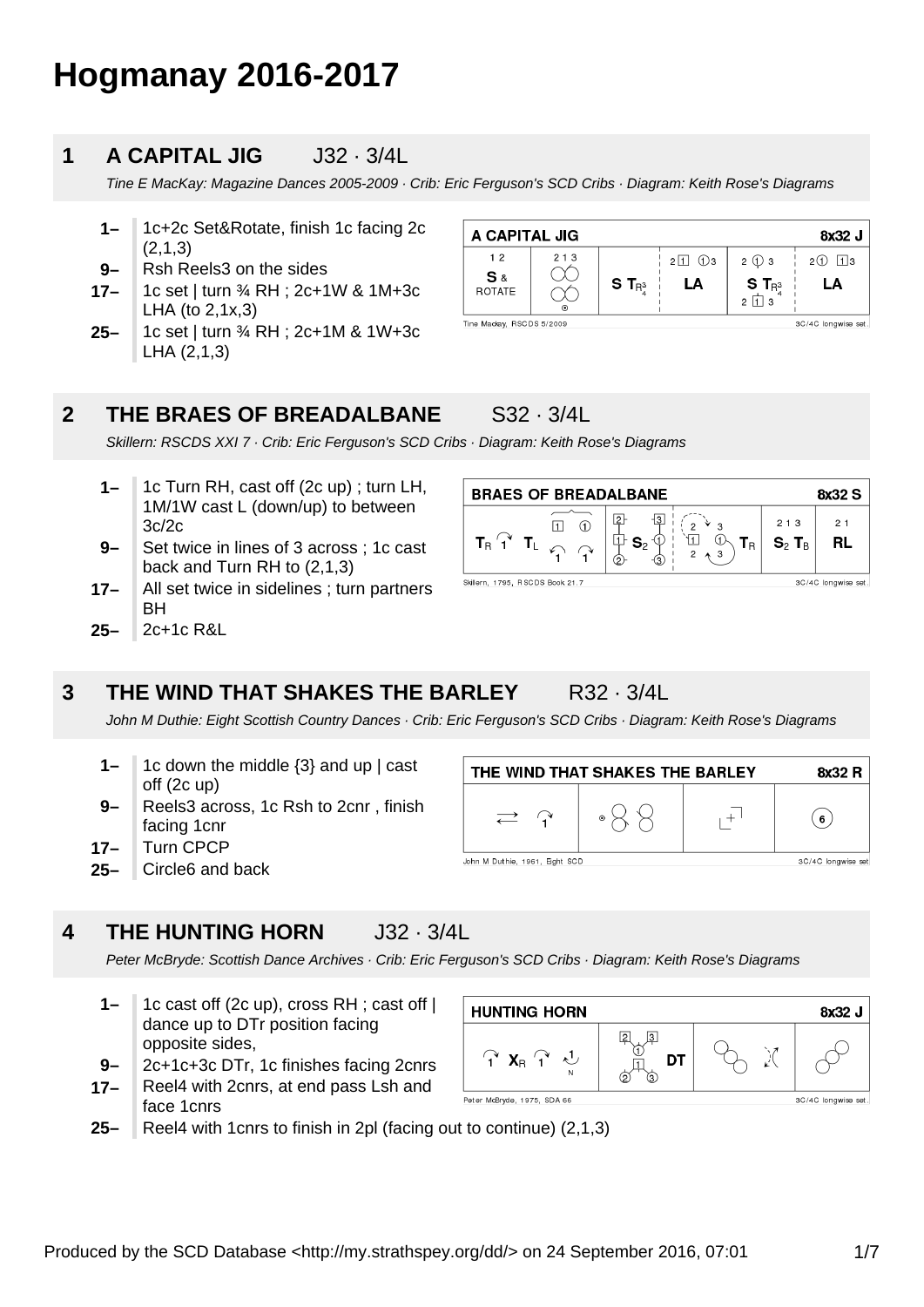# Hogmanay 2016-2017

## 1 A CAPITAL JIG J32 · 3/4L

*Tine E MacKay: Magazine Dances 2005-2009 · Crib: Eric Ferguson's SCD Cribs · Diagram: Keith Rose's Diagrams*

- **1–** 1c+2c Set&Rotate, finish 1c facing 2c (2,1,3)
- **9–** Rsh Reels3 on the sides
- **17–** 1c set | turn ¾ RH ; 2c+1W & 1M+3c LHA (to 2,1x,3)
- **25–** 1c set | turn ¾ RH ; 2c+1M & 1W+3c LHA (2,1,3)

## 2 THE BRAES OF BREADALBANE S32 · 3/4L

*Skillern: RSCDS XXI 7 · Crib: Eric Ferguson's SCD Cribs · Diagram: Keith Rose's Diagrams*

- **1–** 1c Turn RH, cast off (2c up) ; turn LH, 1M/1W cast L (down/up) to between 3c/2c
- **9–** Set twice in lines of 3 across ; 1c cast back and Turn RH to (2,1,3)
- **17–** All set twice in sidelines ; turn partners BH
- **25–** 2c+1c R&L

## 3 THE WIND THAT SHAKES THE BARLEY R32 · 3/4L

*John M Duthie: Eight Scottish Country Dances · Crib: Eric Ferguson's SCD Cribs · Diagram: Keith Rose's Diagrams*

- **1–** 1c down the middle {3} and up | cast off (2c up)
- **9–** Reels3 across, 1c Rsh to 2cnr , finish facing 1cnr
- **17–** Turn CPCP
- **25–** Circle6 and back

## 4 THE HUNTING HORN J32 · 3/4L

*Peter McBryde: Scottish Dance Archives · Crib: Eric Ferguson's SCD Cribs · Diagram: Keith Rose's Diagrams*

- **1–** 1c cast off (2c up), cross RH ; cast off | dance up to DTr position facing opposite sides,
- **9–** 2c+1c+3c DTr, 1c finishes facing 2cnrs
- **17–** Reel4 with 2cnrs, at end pass Lsh and face 1cnrs
- **25–** Reel4 with 1cnrs to finish in 2pl (facing out to continue) (2,1,3)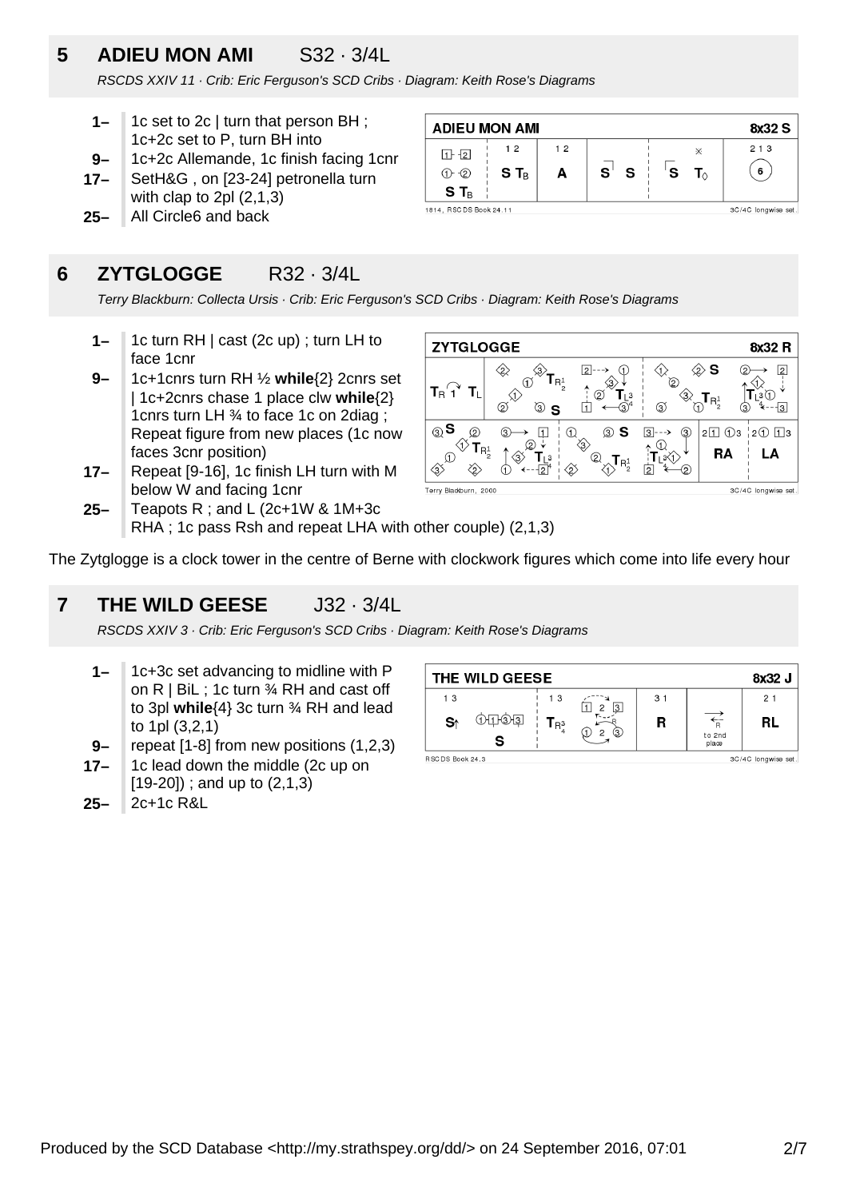## 5 ADIEU MON AMI S32 · 3/4L

*RSCDS XXIV 11 · Crib: Eric Ferguson's SCD Cribs · Diagram: Keith Rose's Diagrams*

- **1–** 1c set to 2c | turn that person BH ; 1c+2c set to P, turn BH into
- **9–** 1c+2c Allemande, 1c finish facing 1cnr
- **17–** SetH&G , on [23-24] petronella turn with clap to 2pl (2,1,3)
- **25–** All Circle6 and back

## 6 ZYTGLOGGE R32 · 3/4L

*Terry Blackburn: Collecta Ursis · Crib: Eric Ferguson's SCD Cribs · Diagram: Keith Rose's Diagrams*

- **1–** 1c turn RH | cast (2c up) ; turn LH to face 1cnr
- **9–** 1c+1cnrs turn RH ½ **while**{2} 2cnrs set | 1c+2cnrs chase 1 place clw **while**{2} 1cnrs turn LH ¾ to face 1c on 2diag ; Repeat figure from new places (1c now faces 3cnr position)
- **17–** Repeat [9-16], 1c finish LH turn with M below W and facing 1cnr
- **25–** Teapots R ; and L (2c+1W & 1M+3c RHA ; 1c pass Rsh and repeat LHA with other couple) (2,1,3)

The Zytglogge is a clock tower in the centre of Berne with clockwork figures which come into life every hour

## 7 THE WILD GEESE J32 · 3/4L

*RSCDS XXIV 3 · Crib: Eric Ferguson's SCD Cribs · Diagram: Keith Rose's Diagrams*

- **1–** 1c+3c set advancing to midline with P on R | BiL ; 1c turn ¾ RH and cast off to 3pl **while**{4} 3c turn ¾ RH and lead to 1pl (3,2,1)
- **9–** repeat [1-8] from new positions (1,2,3)
- **17–** 1c lead down the middle (2c up on [19-20]) ; and up to (2,1,3)
- **25–** 2c+1c R&L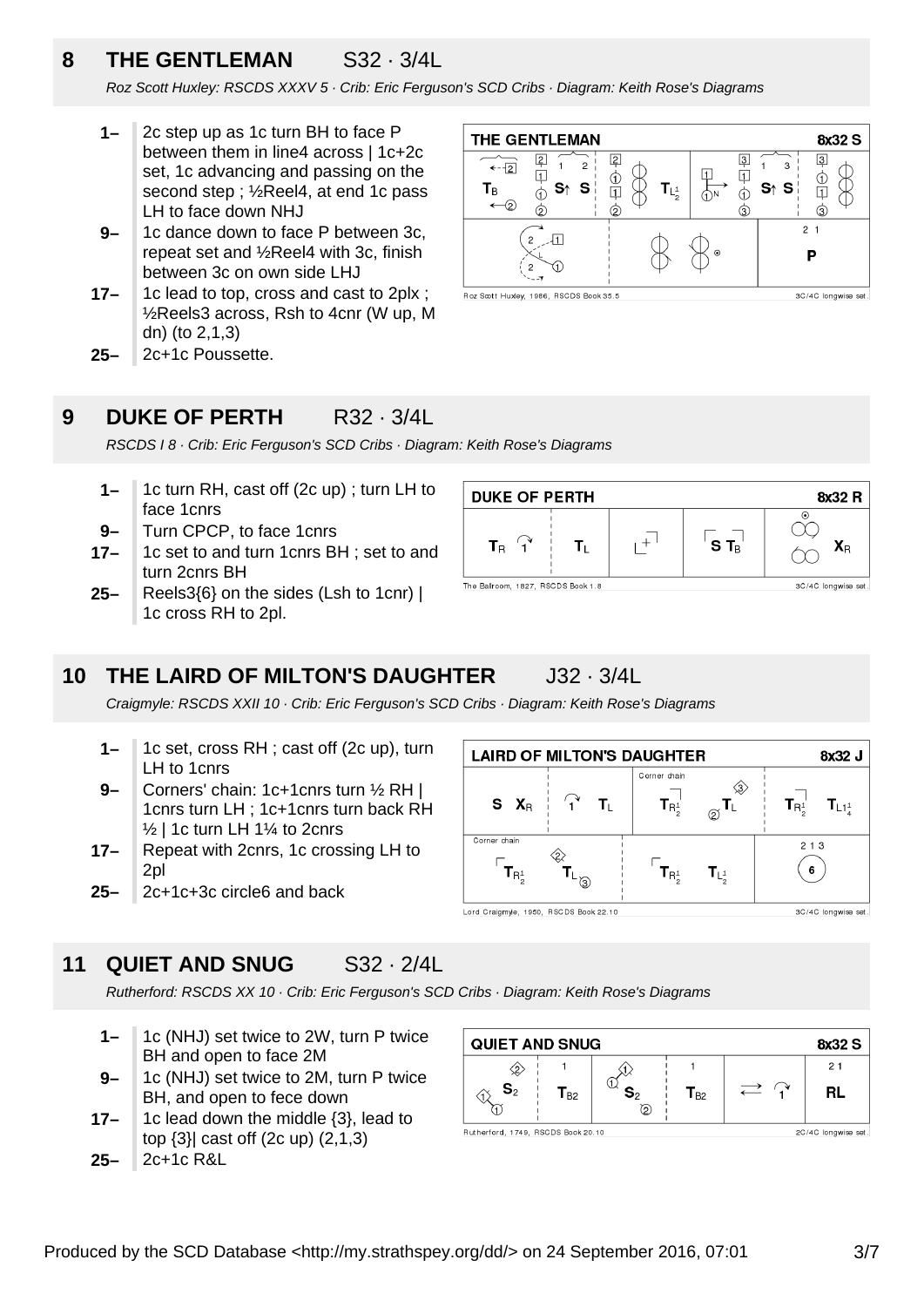## 8 THE GENTLEMAN S32 · 3/4L

*Roz Scott Huxley: RSCDS XXXV 5 · Crib: Eric Ferguson's SCD Cribs · Diagram: Keith Rose's Diagrams*

- **1–** 2c step up as 1c turn BH to face P between them in line4 across | 1c+2c set, 1c advancing and passing on the second step ; ½Reel4, at end 1c pass LH to face down NHJ
- **9–** 1c dance down to face P between 3c, repeat set and ½Reel4 with 3c, finish between 3c on own side LHJ
- **17–** 1c lead to top, cross and cast to 2plx ; ½Reels3 across, Rsh to 4cnr (W up, M dn) (to 2,1,3)
- **25–** 2c+1c Poussette.

## 9 DUKE OF PERTH R32 · 3/4L

*RSCDS I 8 · Crib: Eric Ferguson's SCD Cribs · Diagram: Keith Rose's Diagrams*

- **1–** 1c turn RH, cast off (2c up) ; turn LH to face 1cnrs
- **9–** Turn CPCP, to face 1cnrs
- **17–** 1c set to and turn 1cnrs BH ; set to and turn 2cnrs BH
- **25–** Reels3{6} on the sides (Lsh to 1cnr) | 1c cross RH to 2pl.

## 10 THE LAIRD OF MILTON'S DAUGHTER J32 · 3/4L

*Craigmyle: RSCDS XXII 10 · Crib: Eric Ferguson's SCD Cribs · Diagram: Keith Rose's Diagrams*

- **1–** 1c set, cross RH ; cast off (2c up), turn LH to 1cnrs
- **9–** Corners' chain: 1c+1cnrs turn ½ RH | 1cnrs turn LH ; 1c+1cnrs turn back RH ½ | 1c turn LH 1¼ to 2cnrs
- **17–** Repeat with 2cnrs, 1c crossing LH to 2pl
- **25–** 2c+1c+3c circle6 and back

## 11 QUIET AND SNUG S32 · 2/4L

*Rutherford: RSCDS XX 10 · Crib: Eric Ferguson's SCD Cribs · Diagram: Keith Rose's Diagrams*

- **1–** 1c (NHJ) set twice to 2W, turn P twice BH and open to face 2M
- **9–** 1c (NHJ) set twice to 2M, turn P twice BH, and open to fece down
- **17–** 1c lead down the middle {3}, lead to top {3}| cast off (2c up) (2,1,3)
- **25–** 2c+1c R&L

Produced by the SCD Database <http://my.strathspey.org/dd/> on 24 September 2016, 07:01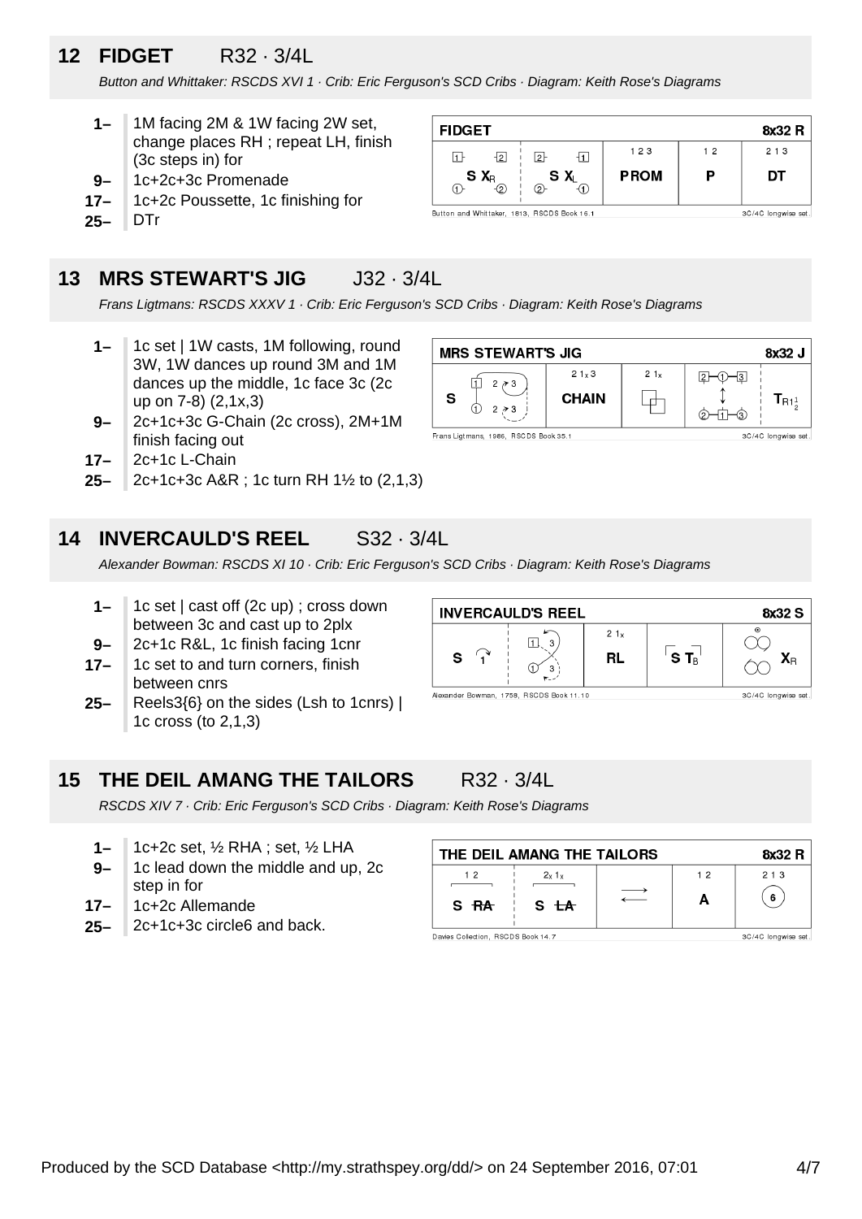## 12 FIDGET R32 · 3/4L

*Button and Whittaker: RSCDS XVI 1 · Crib: Eric Ferguson's SCD Cribs · Diagram: Keith Rose's Diagrams*

- **1–** 1M facing 2M & 1W facing 2W set, change places RH ; repeat LH, finish (3c steps in) for
- **9–** 1c+2c+3c Promenade
- **17–** 1c+2c Poussette, 1c finishing for
- **25–** DTr

| FIDGET | | | | 8x32 R |
|---|---|---|---|---|
| S $X_R$ | S $X_L$ | 1 2 3 PROM | 1 2 P | 2 1 3 DT |

Button and Whittaker, 1813, RSCDS Book 16.1 — 3C/4C longwise set.

## 13 MRS STEWART'S JIG J32 · 3/4L

*Frans Ligtmans: RSCDS XXXV 1 · Crib: Eric Ferguson's SCD Cribs · Diagram: Keith Rose's Diagrams*

- **1–** 1c set | 1W casts, 1M following, round 3W, 1W dances up round 3M and 1M dances up the middle, 1c face 3c (2c up on 7-8) (2,1x,3)
- **9–** 2c+1c+3c G-Chain (2c cross), 2M+1M finish facing out
- **17–** 2c+1c L-Chain
- **25–** 2c+1c+3c A&R ; 1c turn RH 1½ to (2,1,3)

| MRS STEWART'S JIG | | | | 8x32 J |
|---|---|---|---|---|
| S | 2 1x 3 CHAIN | 2 1x | | $T_{R1\frac{1}{2}}$ |

Frans Ligtmans, 1986, RSCDS Book 35.1 — 3C/4C longwise set.

## 14 INVERCAULD'S REEL S32 · 3/4L

*Alexander Bowman: RSCDS XI 10 · Crib: Eric Ferguson's SCD Cribs · Diagram: Keith Rose's Diagrams*

- **1–** 1c set | cast off (2c up) ; cross down between 3c and cast up to 2plx
- **9–** 2c+1c R&L, 1c finish facing 1cnr
- **17–** 1c set to and turn corners, finish between cnrs
- **25–** Reels3{6} on the sides (Lsh to 1cnrs) | 1c cross (to 2,1,3)

| INVERCAULD'S REEL | | | | 8x32 S |
|---|---|---|---|---|
| S | | 2 1x RL | S $T_B$ | $X_R$ |

Alexander Bowman, 1758, RSCDS Book 11.10 — 3C/4C longwise set.

## 15 THE DEIL AMANG THE TAILORS R32 · 3/4L

*RSCDS XIV 7 · Crib: Eric Ferguson's SCD Cribs · Diagram: Keith Rose's Diagrams*

- **1–** 1c+2c set, ½ RHA ; set, ½ LHA
- **9–** 1c lead down the middle and up, 2c step in for
- **17–** 1c+2c Allemande
- **25–** 2c+1c+3c circle6 and back.

| THE DEIL AMANG THE TAILORS | | | | 8x32 R |
|---|---|---|---|---|
| 1 2 S RA | 2x 1x S LA | | 1 2 A | 2 1 3 6 |

Davies Collection, RSCDS Book 14.7 — 3C/4C longwise set.

Produced by the SCD Database <http://my.strathspey.org/dd/> on 24 September 2016, 07:01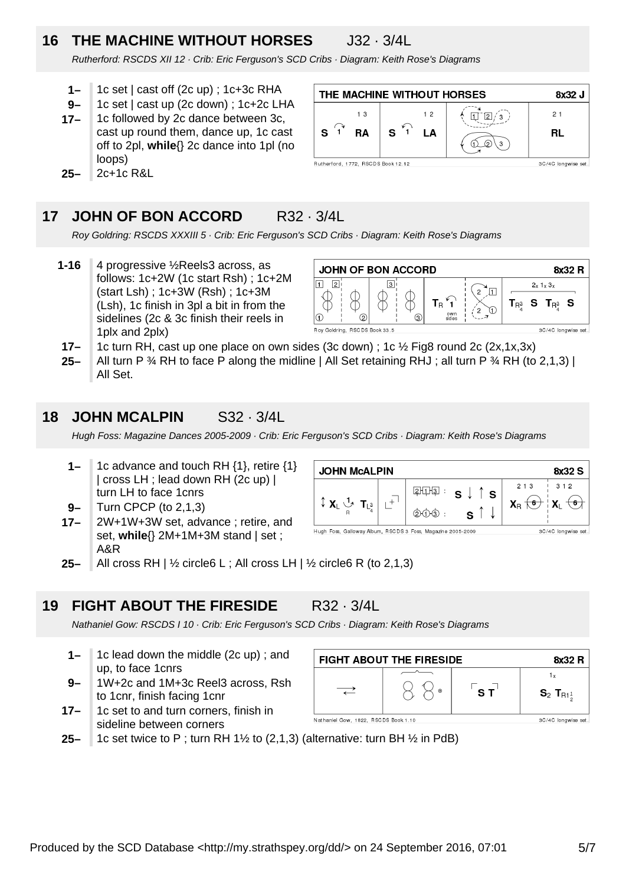## 16 THE MACHINE WITHOUT HORSES J32 · 3/4L

*Rutherford: RSCDS XII 12 · Crib: Eric Ferguson's SCD Cribs · Diagram: Keith Rose's Diagrams*

- **1–** 1c set | cast off (2c up) ; 1c+3c RHA
- **9–** 1c set | cast up (2c down) ; 1c+2c LHA
- **17–** 1c followed by 2c dance between 3c, cast up round them, dance up, 1c cast off to 2pl, **while**{} 2c dance into 1pl (no loops)
- **25–** 2c+1c R&L

## 17 JOHN OF BON ACCORD R32 · 3/4L

*Roy Goldring: RSCDS XXXIII 5 · Crib: Eric Ferguson's SCD Cribs · Diagram: Keith Rose's Diagrams*

- **1-16** 4 progressive ½Reels3 across, as follows: 1c+2W (1c start Rsh) ; 1c+2M (start Lsh) ; 1c+3W (Rsh) ; 1c+3M (Lsh), 1c finish in 3pl a bit in from the sidelines (2c & 3c finish their reels in 1plx and 2plx)
- **17–** 1c turn RH, cast up one place on own sides (3c down) ; 1c ½ Fig8 round 2c (2x,1x,3x)
- **25–** All turn P ¾ RH to face P along the midline | All Set retaining RHJ ; all turn P ¾ RH (to 2,1,3) | All Set.

## 18 JOHN MCALPIN S32 · 3/4L

*Hugh Foss: Magazine Dances 2005-2009 · Crib: Eric Ferguson's SCD Cribs · Diagram: Keith Rose's Diagrams*

- **1–** 1c advance and touch RH {1}, retire {1} | cross LH ; lead down RH (2c up) | turn LH to face 1cnrs
- **9–** Turn CPCP (to 2,1,3)
- **17–** 2W+1W+3W set, advance ; retire, and set, **while**{} 2M+1M+3M stand | set ; A&R
- **25–** All cross RH | ½ circle6 L ; All cross LH | ½ circle6 R (to 2,1,3)

## 19 FIGHT ABOUT THE FIRESIDE R32 · 3/4L

*Nathaniel Gow: RSCDS I 10 · Crib: Eric Ferguson's SCD Cribs · Diagram: Keith Rose's Diagrams*

- **1–** 1c lead down the middle (2c up) ; and up, to face 1cnrs
- **9–** 1W+2c and 1M+3c Reel3 across, Rsh to 1cnr, finish facing 1cnr
- **17–** 1c set to and turn corners, finish in sideline between corners
- **25–** 1c set twice to P ; turn RH 1½ to (2,1,3) (alternative: turn BH ½ in PdB)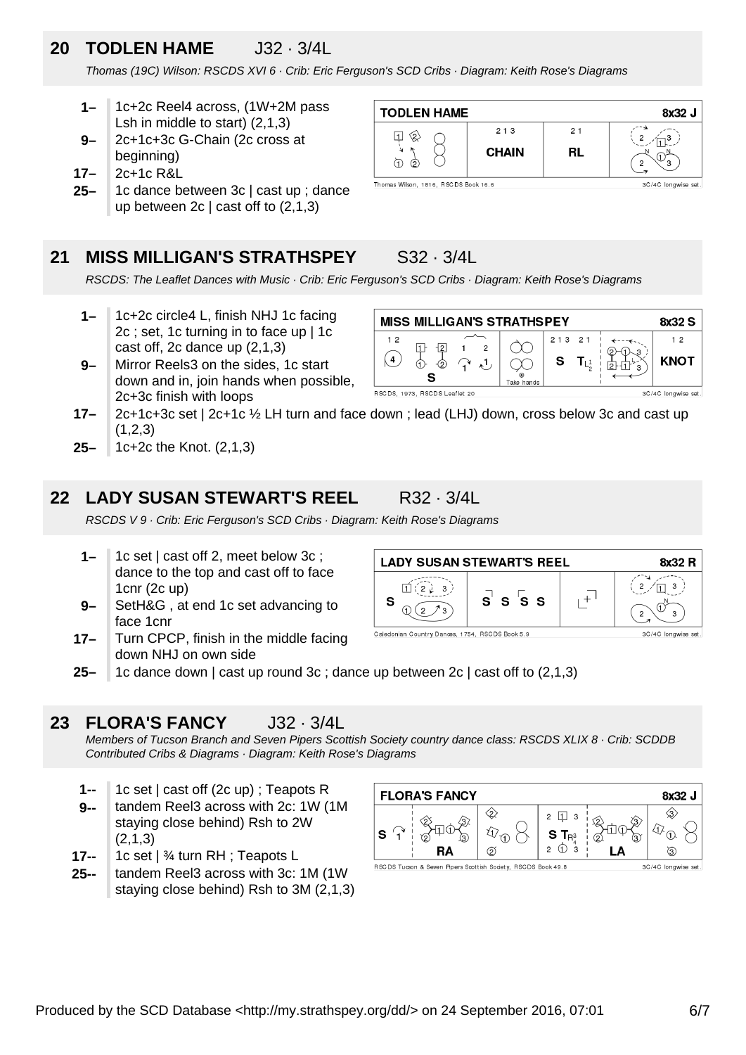## 20 TODLEN HAME J32 · 3/4L

*Thomas (19C) Wilson: RSCDS XVI 6 · Crib: Eric Ferguson's SCD Cribs · Diagram: Keith Rose's Diagrams*

- **1–** 1c+2c Reel4 across, (1W+2M pass Lsh in middle to start) (2,1,3)
- **9–** 2c+1c+3c G-Chain (2c cross at beginning)
- **17–** 2c+1c R&L
- **25–** 1c dance between 3c | cast up ; dance up between 2c | cast off to (2,1,3)

## 21 MISS MILLIGAN'S STRATHSPEY S32 · 3/4L

*RSCDS: The Leaflet Dances with Music · Crib: Eric Ferguson's SCD Cribs · Diagram: Keith Rose's Diagrams*

- **1–** 1c+2c circle4 L, finish NHJ 1c facing 2c ; set, 1c turning in to face up | 1c cast off, 2c dance up (2,1,3)
- **9–** Mirror Reels3 on the sides, 1c start down and in, join hands when possible, 2c+3c finish with loops
- **17–** 2c+1c+3c set | 2c+1c ½ LH turn and face down ; lead (LHJ) down, cross below 3c and cast up (1,2,3)
- **25–** 1c+2c the Knot. (2,1,3)

## 22 LADY SUSAN STEWART'S REEL R32 · 3/4L

*RSCDS V 9 · Crib: Eric Ferguson's SCD Cribs · Diagram: Keith Rose's Diagrams*

- **1–** 1c set | cast off 2, meet below 3c ; dance to the top and cast off to face 1cnr (2c up)
- **9–** SetH&G , at end 1c set advancing to face 1cnr
- **17–** Turn CPCP, finish in the middle facing down NHJ on own side
- **25–** 1c dance down | cast up round 3c ; dance up between 2c | cast off to (2,1,3)

## 23 FLORA'S FANCY J32 · 3/4L

*Members of Tucson Branch and Seven Pipers Scottish Society country dance class: RSCDS XLIX 8 · Crib: SCDDB Contributed Cribs & Diagrams · Diagram: Keith Rose's Diagrams*

- **1--** 1c set | cast off (2c up) ; Teapots R
- **9--** tandem Reel3 across with 2c: 1W (1M staying close behind) Rsh to 2W (2,1,3)
- **17--** 1c set | ¾ turn RH ; Teapots L
- **25--** tandem Reel3 across with 3c: 1M (1W staying close behind) Rsh to 3M (2,1,3)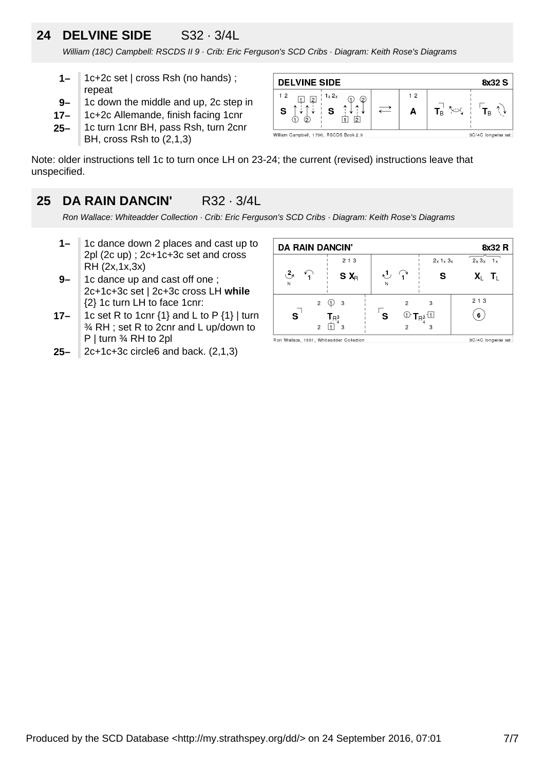## 24 DELVINE SIDE S32 · 3/4L

*William (18C) Campbell: RSCDS II 9 · Crib: Eric Ferguson's SCD Cribs · Diagram: Keith Rose's Diagrams*

- **1–** 1c+2c set | cross Rsh (no hands) ; repeat
- **9–** 1c down the middle and up, 2c step in
- **17–** 1c+2c Allemande, finish facing 1cnr
- **25–** 1c turn 1cnr BH, pass Rsh, turn 2cnr BH, cross Rsh to (2,1,3)

DELVINE SIDE 8x32 S

William Campbell, 1790, RSCDS Book 2.9 3C/4C longwise set.

Note: older instructions tell 1c to turn once LH on 23-24; the current (revised) instructions leave that unspecified.

## 25 DA RAIN DANCIN' R32 · 3/4L

*Ron Wallace: Whiteadder Collection · Crib: Eric Ferguson's SCD Cribs · Diagram: Keith Rose's Diagrams*

- **1–** 1c dance down 2 places and cast up to 2pl (2c up) ; 2c+1c+3c set and cross RH (2x,1x,3x)
- **9–** 1c dance up and cast off one ; 2c+1c+3c set | 2c+3c cross LH **while** {2} 1c turn LH to face 1cnr:
- **17–** 1c set R to 1cnr {1} and L to P {1} | turn ¾ RH ; set R to 2cnr and L up/down to P | turn ¾ RH to 2pl
- **25–** 2c+1c+3c circle6 and back. (2,1,3)

DA RAIN DANCIN' 8x32 R

Ron Wallace, 1991, Whiteadder Collection 3C/4C longwise set.